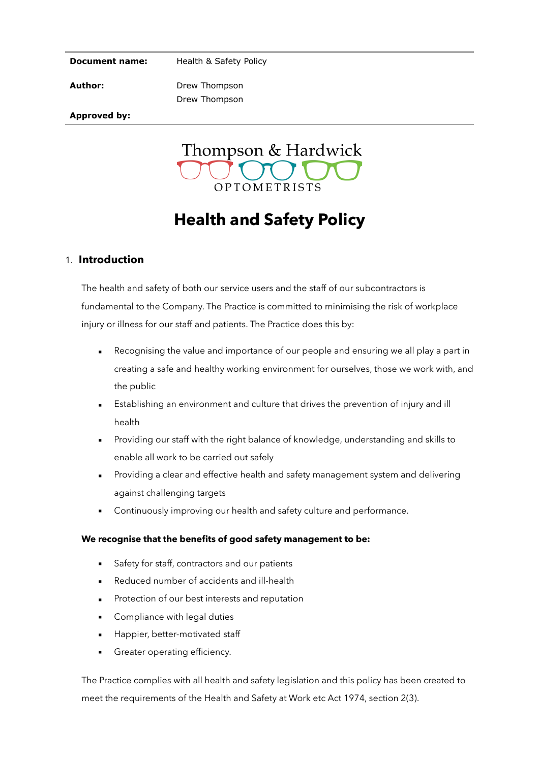| Document name: | Health & Safety Policy |
|---|---|
| Author: | Drew Thompson |
| Approved by: | Drew Thompson |

Thompson & Hardwick

OPTOMETRISTS

# Health and Safety Policy

## 1. Introduction

The health and safety of both our service users and the staff of our subcontractors is fundamental to the Company. The Practice is committed to minimising the risk of workplace injury or illness for our staff and patients. The Practice does this by:

- Recognising the value and importance of our people and ensuring we all play a part in creating a safe and healthy working environment for ourselves, those we work with, and the public
- Establishing an environment and culture that drives the prevention of injury and ill health
- Providing our staff with the right balance of knowledge, understanding and skills to enable all work to be carried out safely
- Providing a clear and effective health and safety management system and delivering against challenging targets
- Continuously improving our health and safety culture and performance.

**We recognise that the benefits of good safety management to be:**

- Safety for staff, contractors and our patients
- Reduced number of accidents and ill-health
- Protection of our best interests and reputation
- Compliance with legal duties
- Happier, better-motivated staff
- Greater operating efficiency.

The Practice complies with all health and safety legislation and this policy has been created to meet the requirements of the Health and Safety at Work etc Act 1974, section 2(3).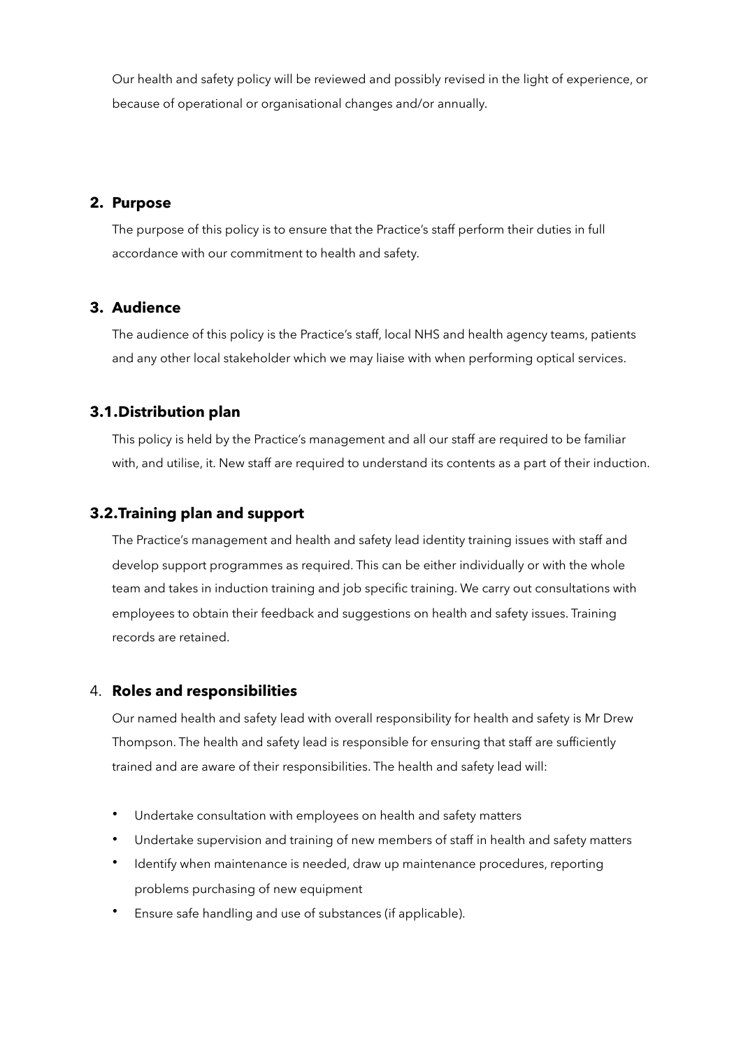Our health and safety policy will be reviewed and possibly revised in the light of experience, or because of operational or organisational changes and/or annually.

## 2. Purpose

The purpose of this policy is to ensure that the Practice's staff perform their duties in full accordance with our commitment to health and safety.

## 3. Audience

The audience of this policy is the Practice's staff, local NHS and health agency teams, patients and any other local stakeholder which we may liaise with when performing optical services.

### 3.1. Distribution plan

This policy is held by the Practice's management and all our staff are required to be familiar with, and utilise, it. New staff are required to understand its contents as a part of their induction.

### 3.2. Training plan and support

The Practice's management and health and safety lead identity training issues with staff and develop support programmes as required. This can be either individually or with the whole team and takes in induction training and job specific training. We carry out consultations with employees to obtain their feedback and suggestions on health and safety issues. Training records are retained.

## 4. Roles and responsibilities

Our named health and safety lead with overall responsibility for health and safety is Mr Drew Thompson. The health and safety lead is responsible for ensuring that staff are sufficiently trained and are aware of their responsibilities. The health and safety lead will:

- Undertake consultation with employees on health and safety matters
- Undertake supervision and training of new members of staff in health and safety matters
- Identify when maintenance is needed, draw up maintenance procedures, reporting problems purchasing of new equipment
- Ensure safe handling and use of substances (if applicable).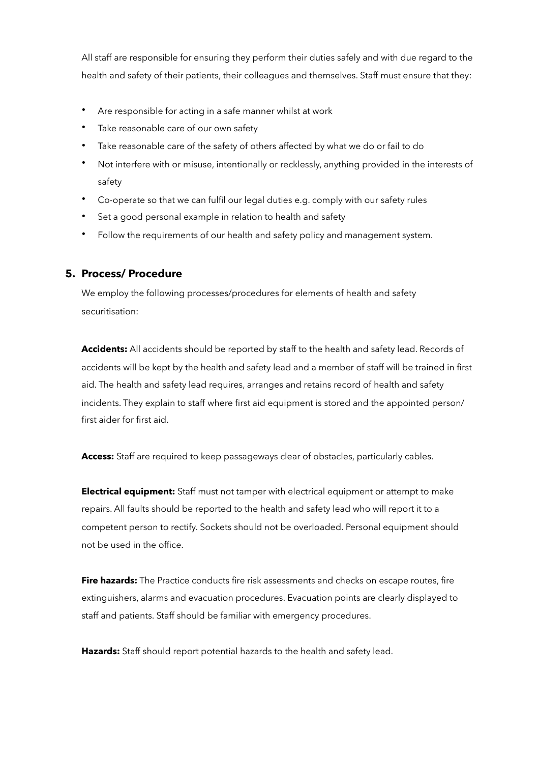All staff are responsible for ensuring they perform their duties safely and with due regard to the health and safety of their patients, their colleagues and themselves. Staff must ensure that they:

- Are responsible for acting in a safe manner whilst at work
- Take reasonable care of our own safety
- Take reasonable care of the safety of others affected by what we do or fail to do
- Not interfere with or misuse, intentionally or recklessly, anything provided in the interests of safety
- Co-operate so that we can fulfil our legal duties e.g. comply with our safety rules
- Set a good personal example in relation to health and safety
- Follow the requirements of our health and safety policy and management system.

## 5. Process/ Procedure

We employ the following processes/procedures for elements of health and safety securitisation:

**Accidents:** All accidents should be reported by staff to the health and safety lead. Records of accidents will be kept by the health and safety lead and a member of staff will be trained in first aid. The health and safety lead requires, arranges and retains record of health and safety incidents. They explain to staff where first aid equipment is stored and the appointed person/ first aider for first aid.

**Access:** Staff are required to keep passageways clear of obstacles, particularly cables.

**Electrical equipment:** Staff must not tamper with electrical equipment or attempt to make repairs. All faults should be reported to the health and safety lead who will report it to a competent person to rectify. Sockets should not be overloaded. Personal equipment should not be used in the office.

**Fire hazards:** The Practice conducts fire risk assessments and checks on escape routes, fire extinguishers, alarms and evacuation procedures. Evacuation points are clearly displayed to staff and patients. Staff should be familiar with emergency procedures.

**Hazards:** Staff should report potential hazards to the health and safety lead.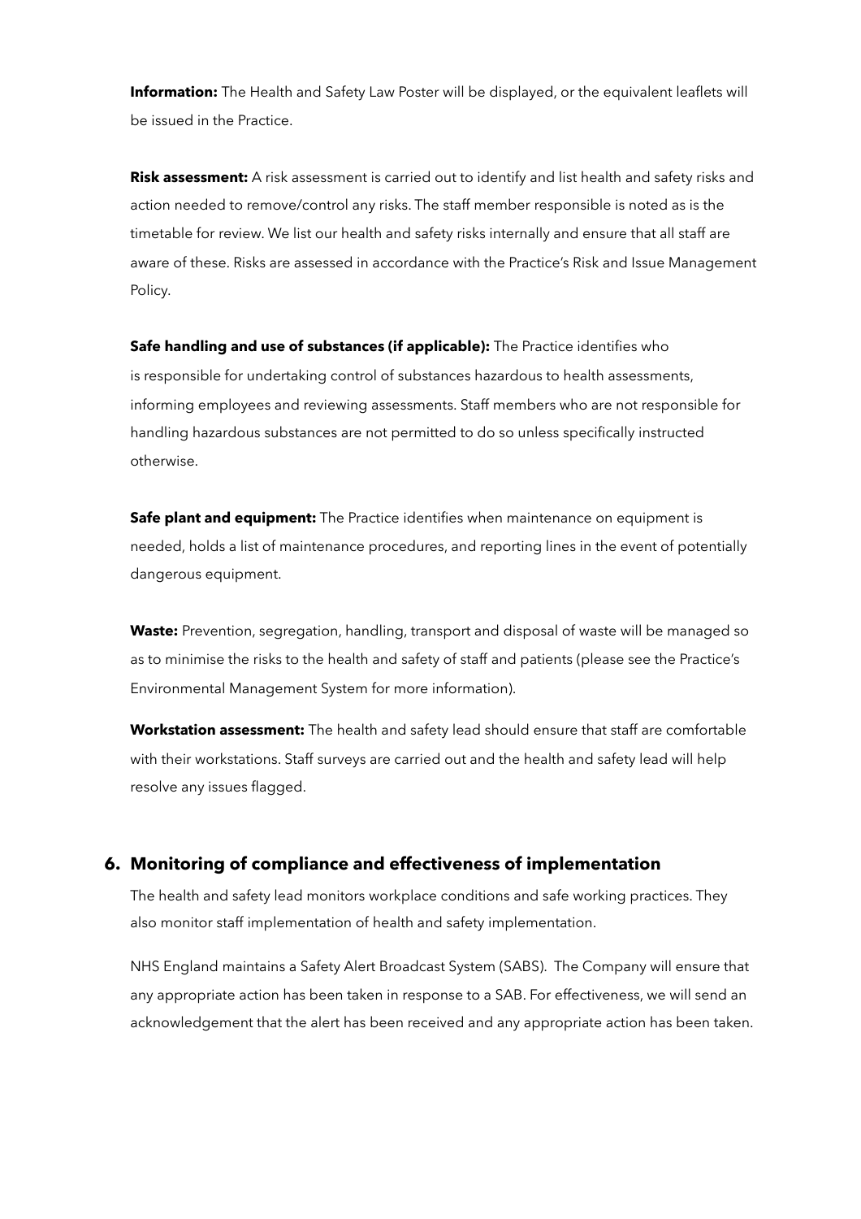**Information:** The Health and Safety Law Poster will be displayed, or the equivalent leaflets will be issued in the Practice.

**Risk assessment:** A risk assessment is carried out to identify and list health and safety risks and action needed to remove/control any risks. The staff member responsible is noted as is the timetable for review. We list our health and safety risks internally and ensure that all staff are aware of these. Risks are assessed in accordance with the Practice's Risk and Issue Management Policy.

**Safe handling and use of substances (if applicable):** The Practice identifies who is responsible for undertaking control of substances hazardous to health assessments, informing employees and reviewing assessments. Staff members who are not responsible for handling hazardous substances are not permitted to do so unless specifically instructed otherwise.

**Safe plant and equipment:** The Practice identifies when maintenance on equipment is needed, holds a list of maintenance procedures, and reporting lines in the event of potentially dangerous equipment.

**Waste:** Prevention, segregation, handling, transport and disposal of waste will be managed so as to minimise the risks to the health and safety of staff and patients (please see the Practice's Environmental Management System for more information).

**Workstation assessment:** The health and safety lead should ensure that staff are comfortable with their workstations. Staff surveys are carried out and the health and safety lead will help resolve any issues flagged.

## 6. Monitoring of compliance and effectiveness of implementation

The health and safety lead monitors workplace conditions and safe working practices. They also monitor staff implementation of health and safety implementation.

NHS England maintains a Safety Alert Broadcast System (SABS). The Company will ensure that any appropriate action has been taken in response to a SAB. For effectiveness, we will send an acknowledgement that the alert has been received and any appropriate action has been taken.